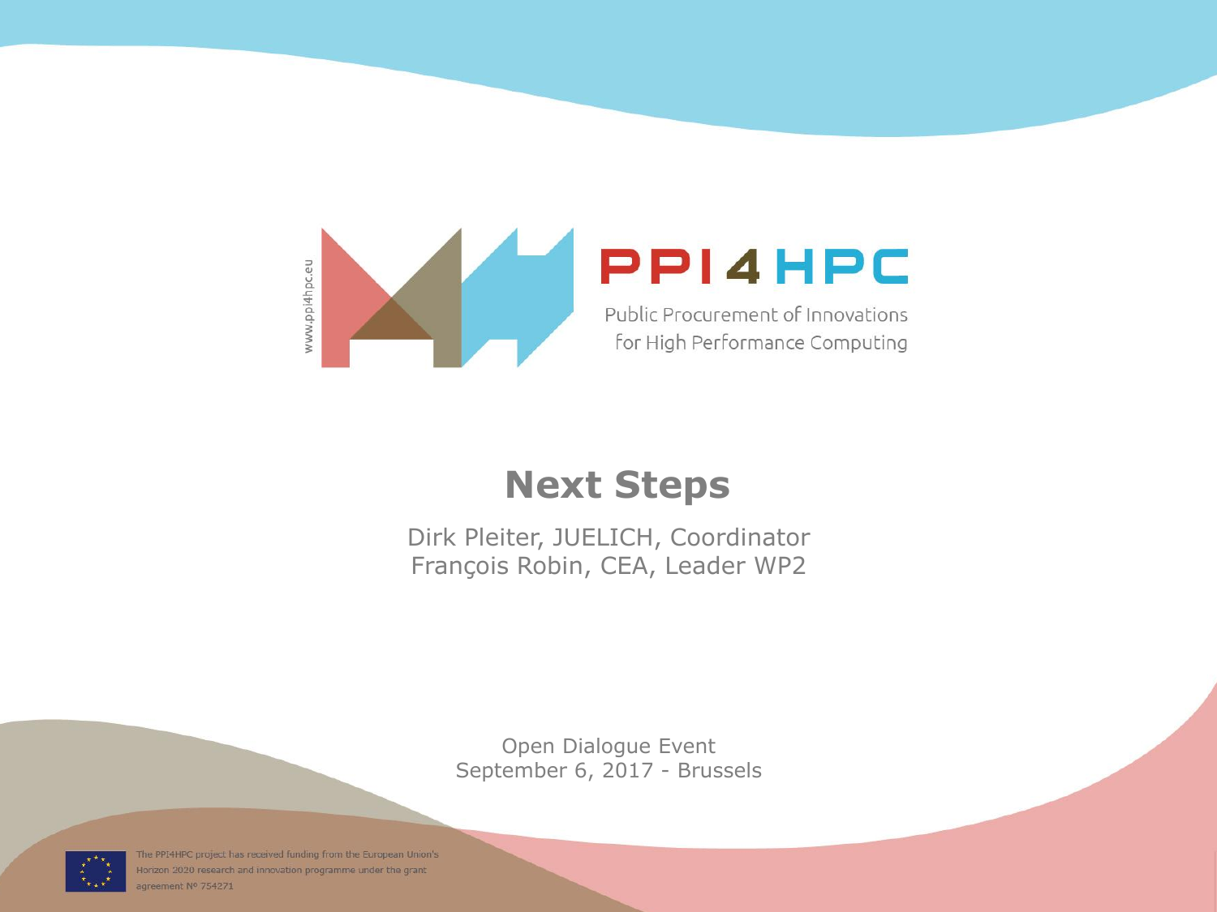www.ppi4hpc.eu

PPI4HPC

Public Procurement of Innovations for High Performance Computing

# Next Steps

Dirk Pleiter, JUELICH, Coordinator
François Robin, CEA, Leader WP2

Open Dialogue Event
September 6, 2017 - Brussels

The PPI4HPC project has received funding from the European Union's Horizon 2020 research and innovation programme under the grant agreement Nº 754271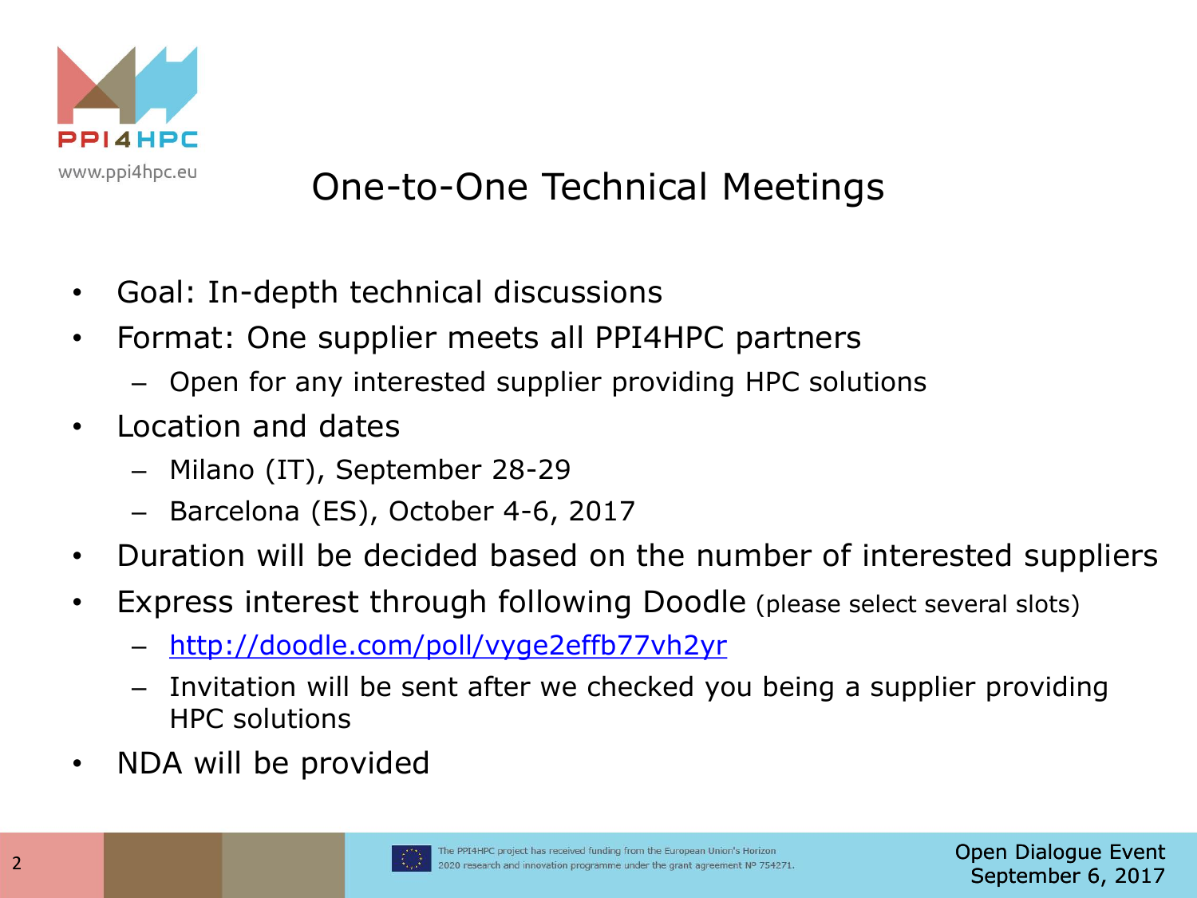# One-to-One Technical Meetings

- Goal: In-depth technical discussions
- Format: One supplier meets all PPI4HPC partners
  - Open for any interested supplier providing HPC solutions
- Location and dates
  - Milano (IT), September 28-29
  - Barcelona (ES), October 4-6, 2017
- Duration will be decided based on the number of interested suppliers
- Express interest through following Doodle (please select several slots)
  - http://doodle.com/poll/vyge2effb77vh2yr
  - Invitation will be sent after we checked you being a supplier providing HPC solutions
- NDA will be provided

The PPI4HPC project has received funding from the European Union's Horizon 2020 research and innovation programme under the grant agreement Nº 754271.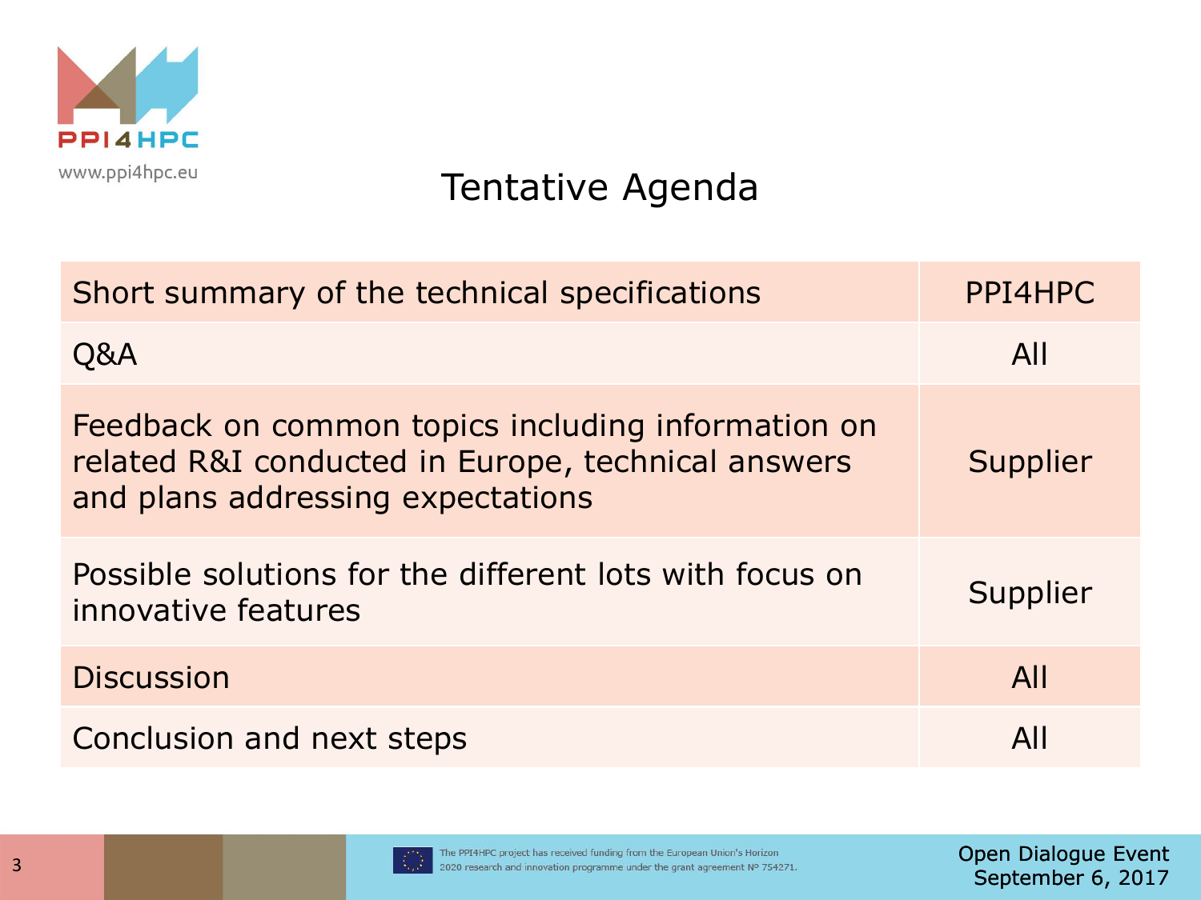# Tentative Agenda

| Short summary of the technical specifications | PPI4HPC |
|---|---|
| Q&A | All |
| Feedback on common topics including information on related R&I conducted in Europe, technical answers and plans addressing expectations | Supplier |
| Possible solutions for the different lots with focus on innovative features | Supplier |
| Discussion | All |
| Conclusion and next steps | All |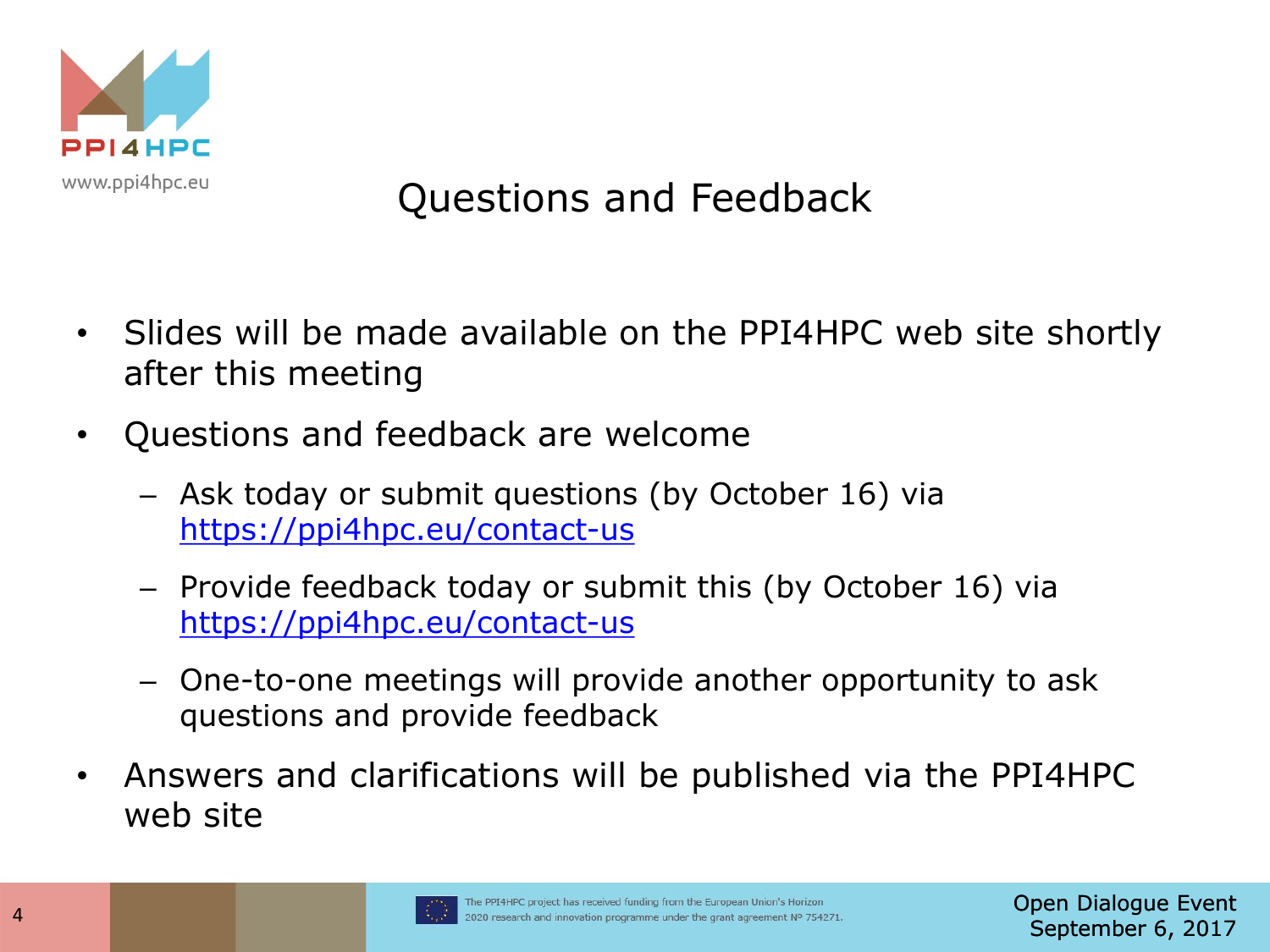# Questions and Feedback

- Slides will be made available on the PPI4HPC web site shortly after this meeting
- Questions and feedback are welcome
  - Ask today or submit questions (by October 16) via https://ppi4hpc.eu/contact-us
  - Provide feedback today or submit this (by October 16) via https://ppi4hpc.eu/contact-us
  - One-to-one meetings will provide another opportunity to ask questions and provide feedback
- Answers and clarifications will be published via the PPI4HPC web site